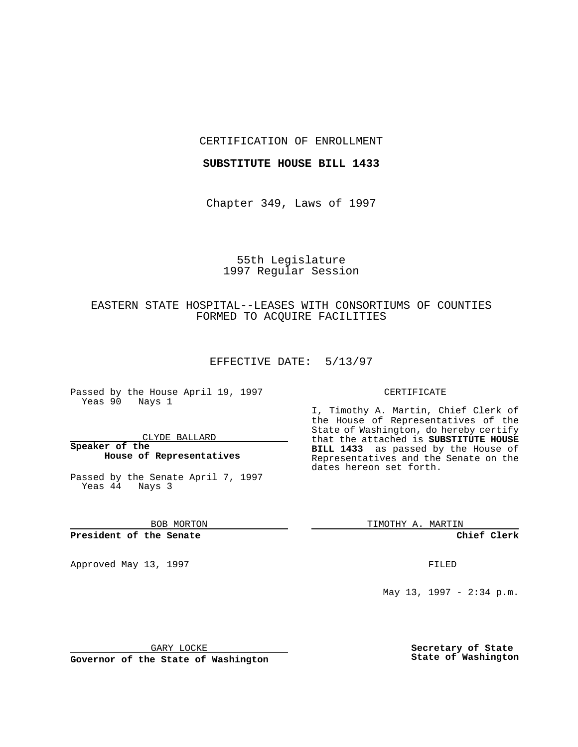CERTIFICATION OF ENROLLMENT

**SUBSTITUTE HOUSE BILL 1433**

Chapter 349, Laws of 1997

55th Legislature
1997 Regular Session

EASTERN STATE HOSPITAL--LEASES WITH CONSORTIUMS OF COUNTIES FORMED TO ACQUIRE FACILITIES

EFFECTIVE DATE: 5/13/97

Passed by the House April 19, 1997
Yeas 90 Nays 1

CLYDE BALLARD
**Speaker of the House of Representatives**

Passed by the Senate April 7, 1997
Yeas 44 Nays 3

BOB MORTON
**President of the Senate**

Approved May 13, 1997

GARY LOCKE
**Governor of the State of Washington**

CERTIFICATE

I, Timothy A. Martin, Chief Clerk of the House of Representatives of the State of Washington, do hereby certify that the attached is **SUBSTITUTE HOUSE BILL 1433** as passed by the House of Representatives and the Senate on the dates hereon set forth.

TIMOTHY A. MARTIN
**Chief Clerk**

FILED

May 13, 1997 - 2:34 p.m.

**Secretary of State**
**State of Washington**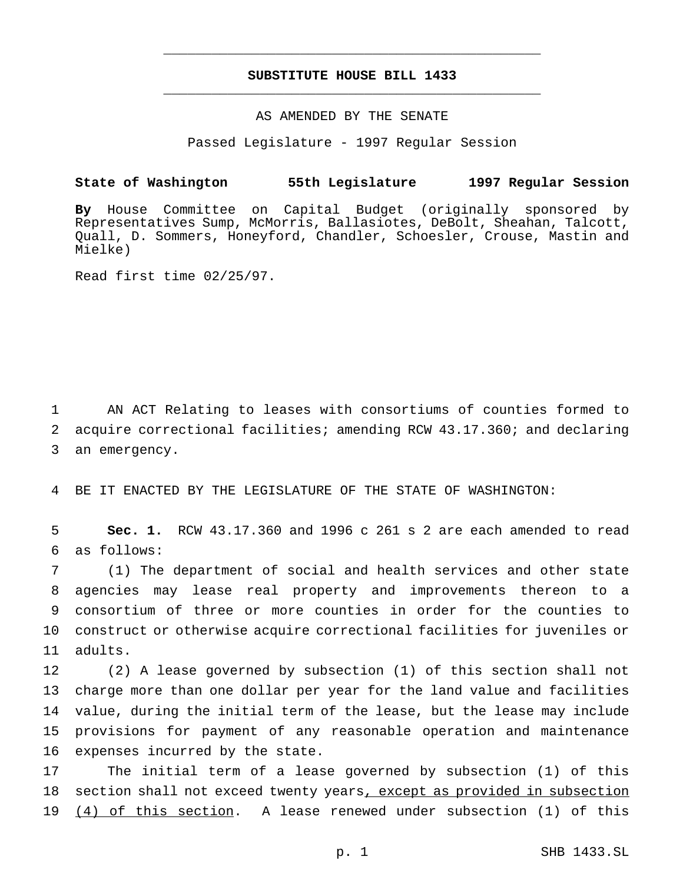# SUBSTITUTE HOUSE BILL 1433

AS AMENDED BY THE SENATE

Passed Legislature - 1997 Regular Session

**State of Washington 55th Legislature 1997 Regular Session**

**By** House Committee on Capital Budget (originally sponsored by Representatives Sump, McMorris, Ballasiotes, DeBolt, Sheahan, Talcott, Quall, D. Sommers, Honeyford, Chandler, Schoesler, Crouse, Mastin and Mielke)

Read first time 02/25/97.

AN ACT Relating to leases with consortiums of counties formed to acquire correctional facilities; amending RCW 43.17.360; and declaring an emergency.

BE IT ENACTED BY THE LEGISLATURE OF THE STATE OF WASHINGTON:

**Sec. 1.** RCW 43.17.360 and 1996 c 261 s 2 are each amended to read as follows:

(1) The department of social and health services and other state agencies may lease real property and improvements thereon to a consortium of three or more counties in order for the counties to construct or otherwise acquire correctional facilities for juveniles or adults.

(2) A lease governed by subsection (1) of this section shall not charge more than one dollar per year for the land value and facilities value, during the initial term of the lease, but the lease may include provisions for payment of any reasonable operation and maintenance expenses incurred by the state.

The initial term of a lease governed by subsection (1) of this section shall not exceed twenty years<u>, except as provided in subsection (4) of this section</u>. A lease renewed under subsection (1) of this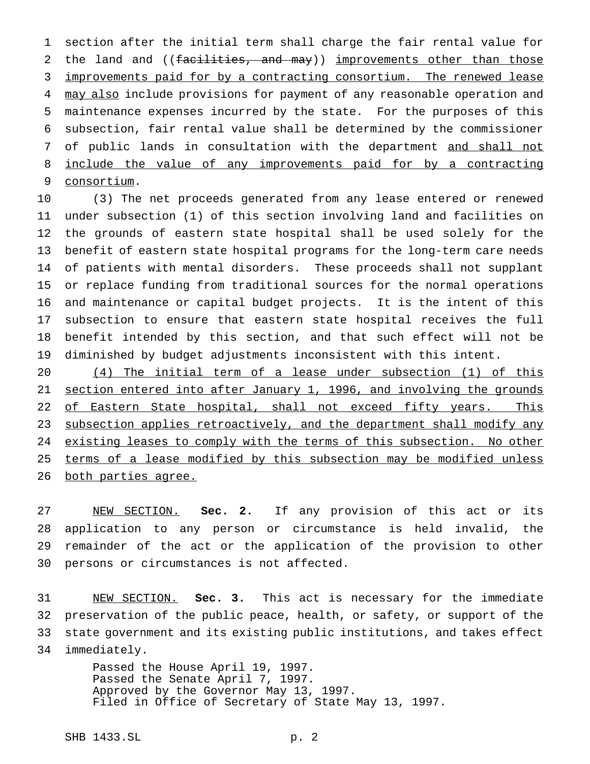section after the initial term shall charge the fair rental value for the land and ((~~facilities, and may~~)) <u>improvements other than those improvements paid for by a contracting consortium. The renewed lease may also</u> include provisions for payment of any reasonable operation and maintenance expenses incurred by the state. For the purposes of this subsection, fair rental value shall be determined by the commissioner of public lands in consultation with the department <u>and shall not include the value of any improvements paid for by a contracting consortium</u>.

(3) The net proceeds generated from any lease entered or renewed under subsection (1) of this section involving land and facilities on the grounds of eastern state hospital shall be used solely for the benefit of eastern state hospital programs for the long-term care needs of patients with mental disorders. These proceeds shall not supplant or replace funding from traditional sources for the normal operations and maintenance or capital budget projects. It is the intent of this subsection to ensure that eastern state hospital receives the full benefit intended by this section, and that such effect will not be diminished by budget adjustments inconsistent with this intent.

<u>(4) The initial term of a lease under subsection (1) of this section entered into after January 1, 1996, and involving the grounds of Eastern State hospital, shall not exceed fifty years. This subsection applies retroactively, and the department shall modify any existing leases to comply with the terms of this subsection. No other terms of a lease modified by this subsection may be modified unless both parties agree.</u>

<u>NEW SECTION.</u> **Sec. 2.** If any provision of this act or its application to any person or circumstance is held invalid, the remainder of the act or the application of the provision to other persons or circumstances is not affected.

<u>NEW SECTION.</u> **Sec. 3.** This act is necessary for the immediate preservation of the public peace, health, or safety, or support of the state government and its existing public institutions, and takes effect immediately.

Passed the House April 19, 1997.
Passed the Senate April 7, 1997.
Approved by the Governor May 13, 1997.
Filed in Office of Secretary of State May 13, 1997.